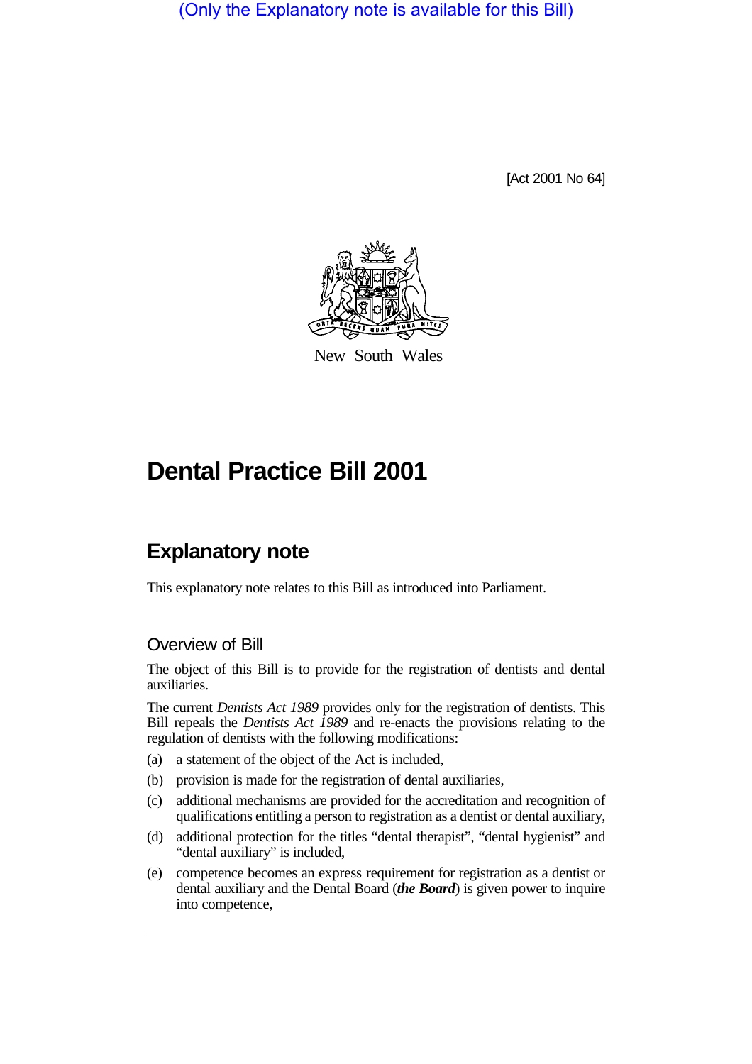(Only the Explanatory note is available for this Bill)

[Act 2001 No 64]

New South Wales

# Dental Practice Bill 2001

## Explanatory note

This explanatory note relates to this Bill as introduced into Parliament.

### Overview of Bill

The object of this Bill is to provide for the registration of dentists and dental auxiliaries.

The current *Dentists Act 1989* provides only for the registration of dentists. This Bill repeals the *Dentists Act 1989* and re-enacts the provisions relating to the regulation of dentists with the following modifications:

(a) a statement of the object of the Act is included,

(b) provision is made for the registration of dental auxiliaries,

(c) additional mechanisms are provided for the accreditation and recognition of qualifications entitling a person to registration as a dentist or dental auxiliary,

(d) additional protection for the titles "dental therapist", "dental hygienist" and "dental auxiliary" is included,

(e) competence becomes an express requirement for registration as a dentist or dental auxiliary and the Dental Board (***the Board***) is given power to inquire into competence,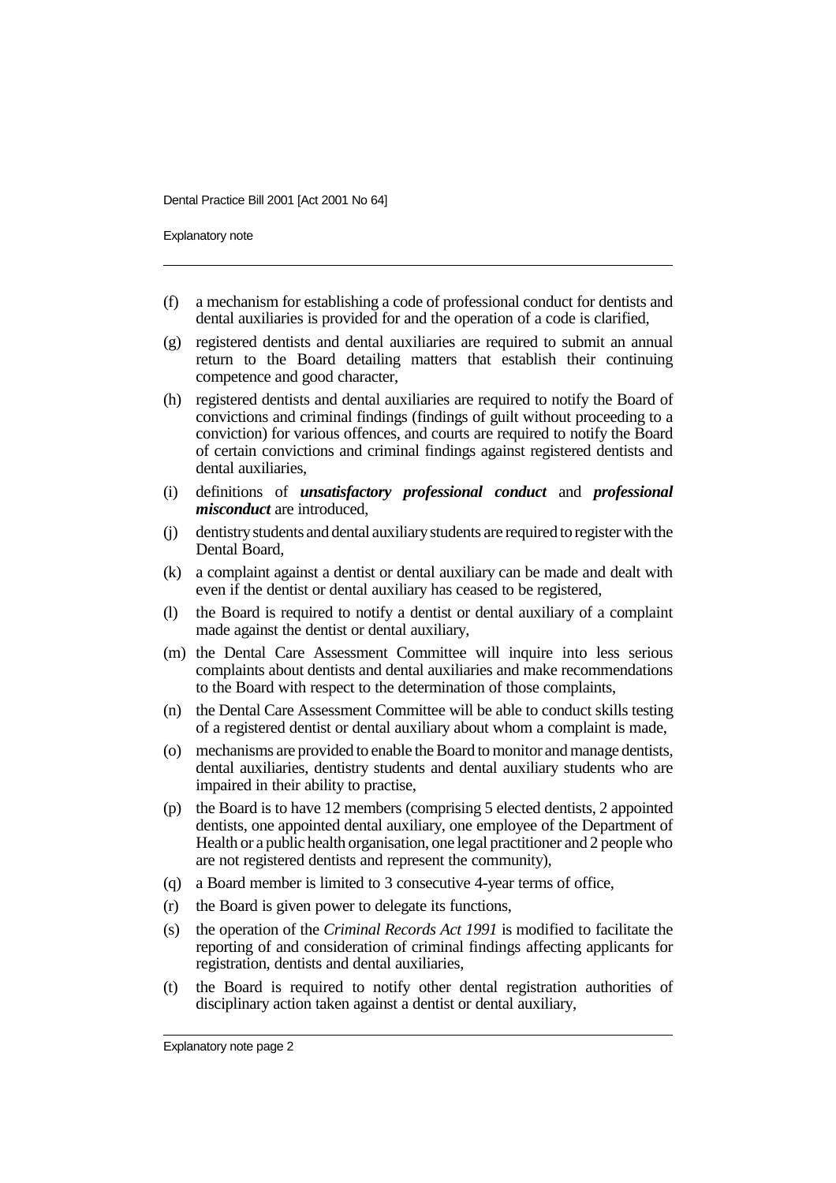(f) a mechanism for establishing a code of professional conduct for dentists and dental auxiliaries is provided for and the operation of a code is clarified,

(g) registered dentists and dental auxiliaries are required to submit an annual return to the Board detailing matters that establish their continuing competence and good character,

(h) registered dentists and dental auxiliaries are required to notify the Board of convictions and criminal findings (findings of guilt without proceeding to a conviction) for various offences, and courts are required to notify the Board of certain convictions and criminal findings against registered dentists and dental auxiliaries,

(i) definitions of ***unsatisfactory professional conduct*** and ***professional misconduct*** are introduced,

(j) dentistry students and dental auxiliary students are required to register with the Dental Board,

(k) a complaint against a dentist or dental auxiliary can be made and dealt with even if the dentist or dental auxiliary has ceased to be registered,

(l) the Board is required to notify a dentist or dental auxiliary of a complaint made against the dentist or dental auxiliary,

(m) the Dental Care Assessment Committee will inquire into less serious complaints about dentists and dental auxiliaries and make recommendations to the Board with respect to the determination of those complaints,

(n) the Dental Care Assessment Committee will be able to conduct skills testing of a registered dentist or dental auxiliary about whom a complaint is made,

(o) mechanisms are provided to enable the Board to monitor and manage dentists, dental auxiliaries, dentistry students and dental auxiliary students who are impaired in their ability to practise,

(p) the Board is to have 12 members (comprising 5 elected dentists, 2 appointed dentists, one appointed dental auxiliary, one employee of the Department of Health or a public health organisation, one legal practitioner and 2 people who are not registered dentists and represent the community),

(q) a Board member is limited to 3 consecutive 4-year terms of office,

(r) the Board is given power to delegate its functions,

(s) the operation of the *Criminal Records Act 1991* is modified to facilitate the reporting of and consideration of criminal findings affecting applicants for registration, dentists and dental auxiliaries,

(t) the Board is required to notify other dental registration authorities of disciplinary action taken against a dentist or dental auxiliary,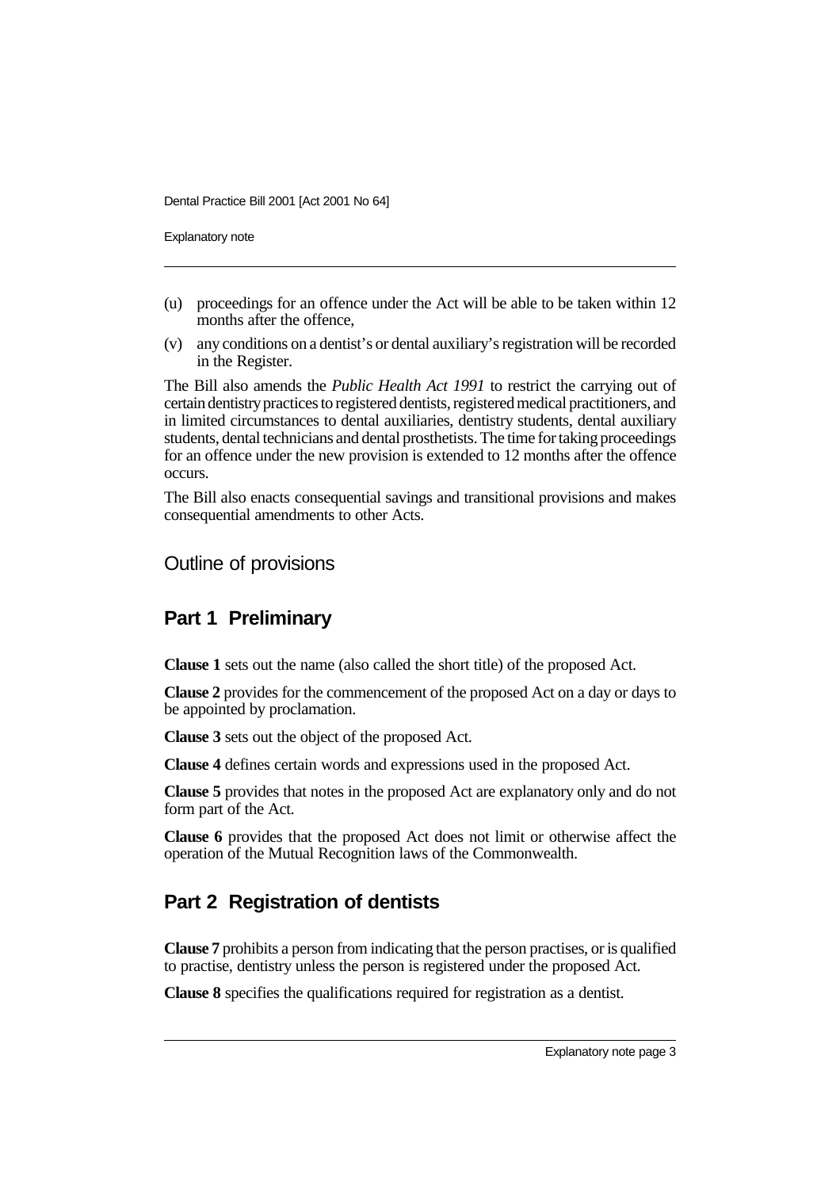(u) proceedings for an offence under the Act will be able to be taken within 12 months after the offence,

(v) any conditions on a dentist's or dental auxiliary's registration will be recorded in the Register.

The Bill also amends the *Public Health Act 1991* to restrict the carrying out of certain dentistry practices to registered dentists, registered medical practitioners, and in limited circumstances to dental auxiliaries, dentistry students, dental auxiliary students, dental technicians and dental prosthetists. The time for taking proceedings for an offence under the new provision is extended to 12 months after the offence occurs.

The Bill also enacts consequential savings and transitional provisions and makes consequential amendments to other Acts.

## Outline of provisions

### Part 1 Preliminary

**Clause 1** sets out the name (also called the short title) of the proposed Act.

**Clause 2** provides for the commencement of the proposed Act on a day or days to be appointed by proclamation.

**Clause 3** sets out the object of the proposed Act.

**Clause 4** defines certain words and expressions used in the proposed Act.

**Clause 5** provides that notes in the proposed Act are explanatory only and do not form part of the Act.

**Clause 6** provides that the proposed Act does not limit or otherwise affect the operation of the Mutual Recognition laws of the Commonwealth.

### Part 2 Registration of dentists

**Clause 7** prohibits a person from indicating that the person practises, or is qualified to practise, dentistry unless the person is registered under the proposed Act.

**Clause 8** specifies the qualifications required for registration as a dentist.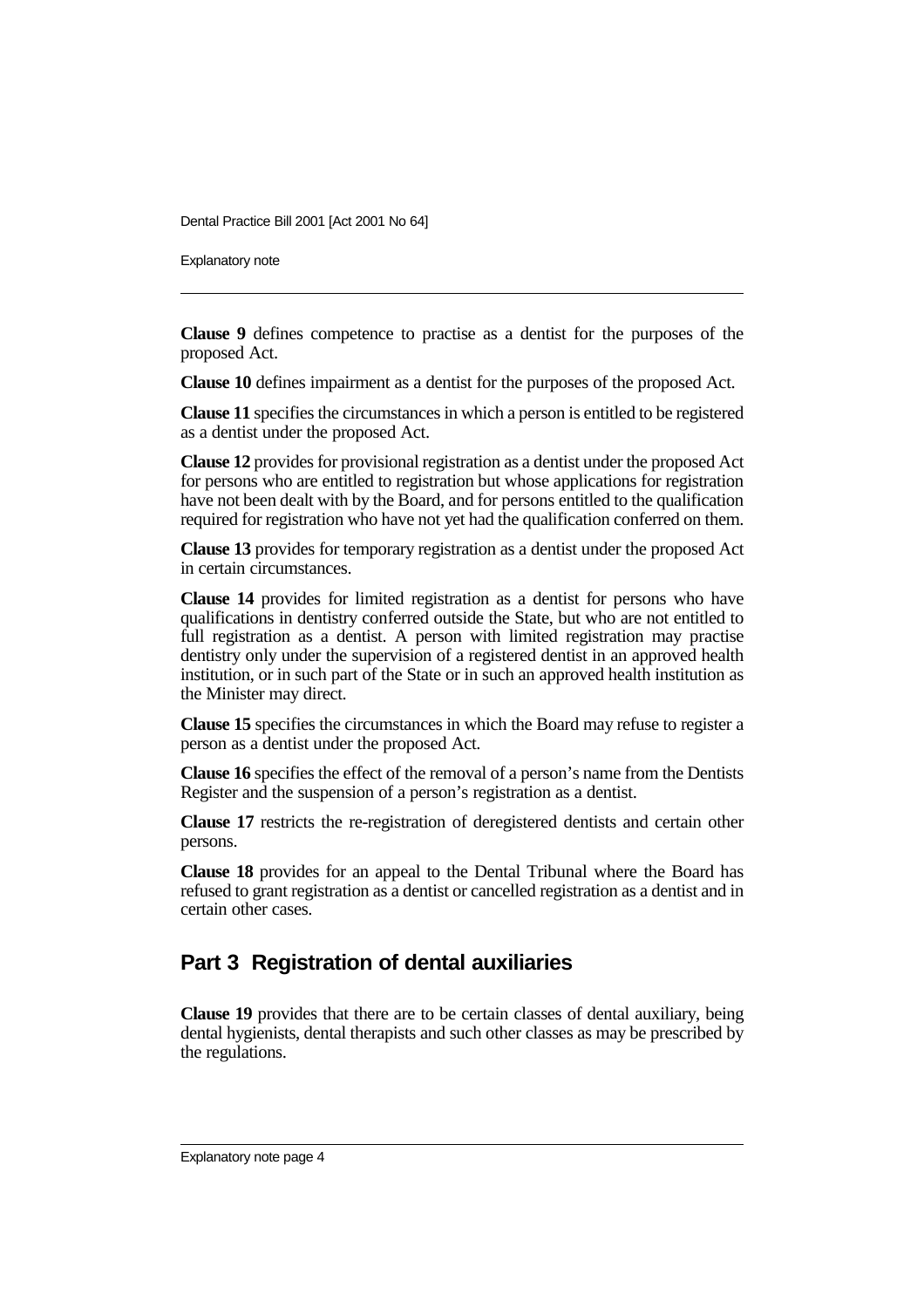**Clause 9** defines competence to practise as a dentist for the purposes of the proposed Act.

**Clause 10** defines impairment as a dentist for the purposes of the proposed Act.

**Clause 11** specifies the circumstances in which a person is entitled to be registered as a dentist under the proposed Act.

**Clause 12** provides for provisional registration as a dentist under the proposed Act for persons who are entitled to registration but whose applications for registration have not been dealt with by the Board, and for persons entitled to the qualification required for registration who have not yet had the qualification conferred on them.

**Clause 13** provides for temporary registration as a dentist under the proposed Act in certain circumstances.

**Clause 14** provides for limited registration as a dentist for persons who have qualifications in dentistry conferred outside the State, but who are not entitled to full registration as a dentist. A person with limited registration may practise dentistry only under the supervision of a registered dentist in an approved health institution, or in such part of the State or in such an approved health institution as the Minister may direct.

**Clause 15** specifies the circumstances in which the Board may refuse to register a person as a dentist under the proposed Act.

**Clause 16** specifies the effect of the removal of a person's name from the Dentists Register and the suspension of a person's registration as a dentist.

**Clause 17** restricts the re-registration of deregistered dentists and certain other persons.

**Clause 18** provides for an appeal to the Dental Tribunal where the Board has refused to grant registration as a dentist or cancelled registration as a dentist and in certain other cases.

## Part 3 Registration of dental auxiliaries

**Clause 19** provides that there are to be certain classes of dental auxiliary, being dental hygienists, dental therapists and such other classes as may be prescribed by the regulations.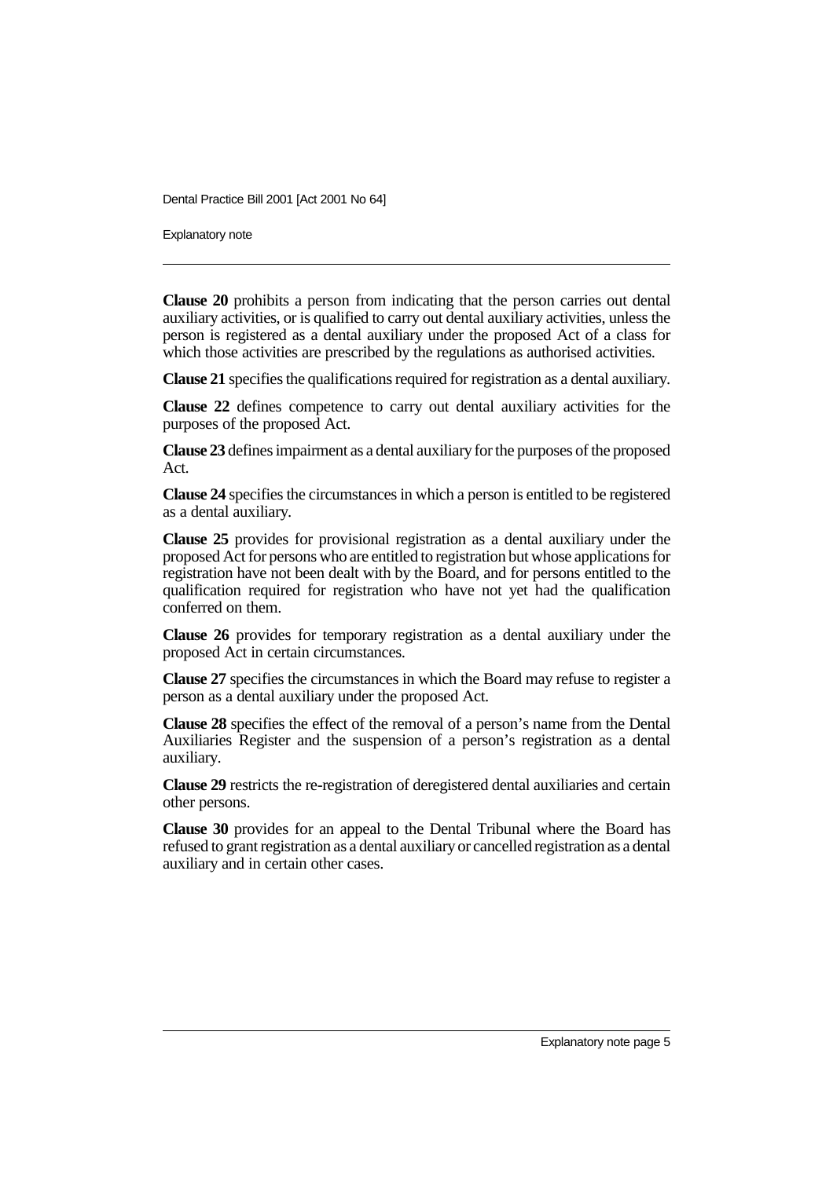**Clause 20** prohibits a person from indicating that the person carries out dental auxiliary activities, or is qualified to carry out dental auxiliary activities, unless the person is registered as a dental auxiliary under the proposed Act of a class for which those activities are prescribed by the regulations as authorised activities.

**Clause 21** specifies the qualifications required for registration as a dental auxiliary.

**Clause 22** defines competence to carry out dental auxiliary activities for the purposes of the proposed Act.

**Clause 23** defines impairment as a dental auxiliary for the purposes of the proposed Act.

**Clause 24** specifies the circumstances in which a person is entitled to be registered as a dental auxiliary.

**Clause 25** provides for provisional registration as a dental auxiliary under the proposed Act for persons who are entitled to registration but whose applications for registration have not been dealt with by the Board, and for persons entitled to the qualification required for registration who have not yet had the qualification conferred on them.

**Clause 26** provides for temporary registration as a dental auxiliary under the proposed Act in certain circumstances.

**Clause 27** specifies the circumstances in which the Board may refuse to register a person as a dental auxiliary under the proposed Act.

**Clause 28** specifies the effect of the removal of a person's name from the Dental Auxiliaries Register and the suspension of a person's registration as a dental auxiliary.

**Clause 29** restricts the re-registration of deregistered dental auxiliaries and certain other persons.

**Clause 30** provides for an appeal to the Dental Tribunal where the Board has refused to grant registration as a dental auxiliary or cancelled registration as a dental auxiliary and in certain other cases.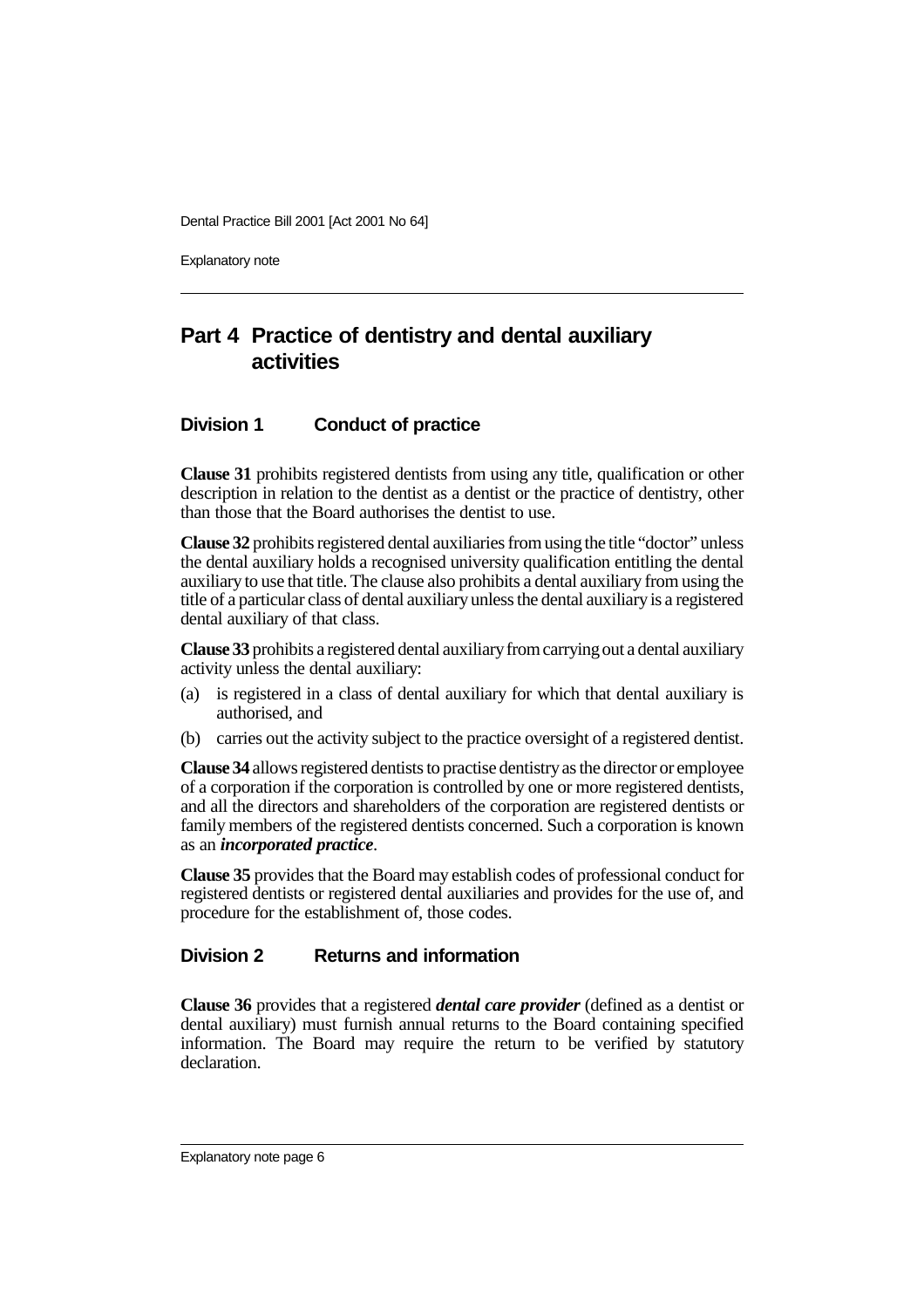## Part 4 Practice of dentistry and dental auxiliary activities

### Division 1 Conduct of practice

**Clause 31** prohibits registered dentists from using any title, qualification or other description in relation to the dentist as a dentist or the practice of dentistry, other than those that the Board authorises the dentist to use.

**Clause 32** prohibits registered dental auxiliaries from using the title "doctor" unless the dental auxiliary holds a recognised university qualification entitling the dental auxiliary to use that title. The clause also prohibits a dental auxiliary from using the title of a particular class of dental auxiliary unless the dental auxiliary is a registered dental auxiliary of that class.

**Clause 33** prohibits a registered dental auxiliary from carrying out a dental auxiliary activity unless the dental auxiliary:

(a) is registered in a class of dental auxiliary for which that dental auxiliary is authorised, and

(b) carries out the activity subject to the practice oversight of a registered dentist.

**Clause 34** allows registered dentists to practise dentistry as the director or employee of a corporation if the corporation is controlled by one or more registered dentists, and all the directors and shareholders of the corporation are registered dentists or family members of the registered dentists concerned. Such a corporation is known as an ***incorporated practice***.

**Clause 35** provides that the Board may establish codes of professional conduct for registered dentists or registered dental auxiliaries and provides for the use of, and procedure for the establishment of, those codes.

### Division 2 Returns and information

**Clause 36** provides that a registered ***dental care provider*** (defined as a dentist or dental auxiliary) must furnish annual returns to the Board containing specified information. The Board may require the return to be verified by statutory declaration.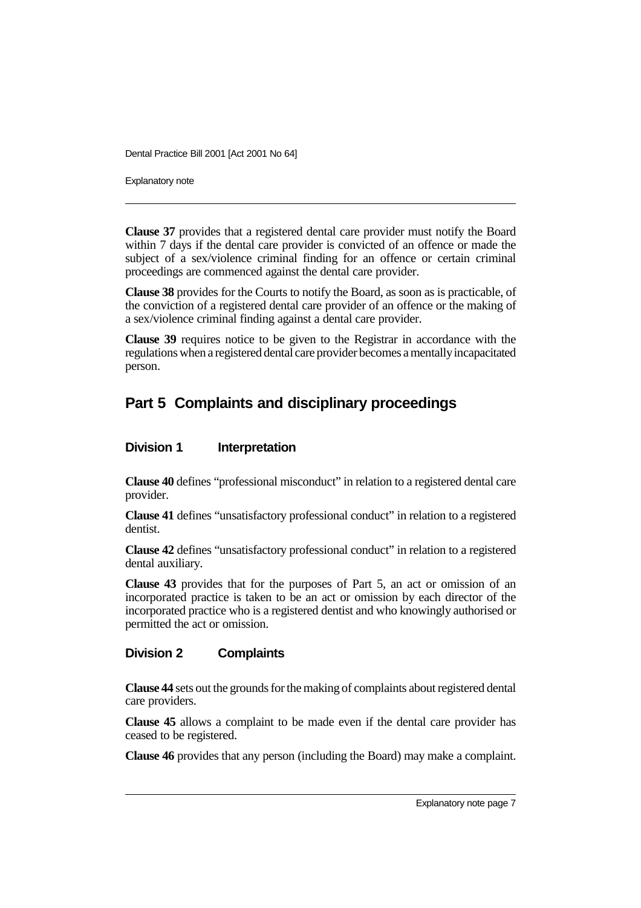**Clause 37** provides that a registered dental care provider must notify the Board within 7 days if the dental care provider is convicted of an offence or made the subject of a sex/violence criminal finding for an offence or certain criminal proceedings are commenced against the dental care provider.

**Clause 38** provides for the Courts to notify the Board, as soon as is practicable, of the conviction of a registered dental care provider of an offence or the making of a sex/violence criminal finding against a dental care provider.

**Clause 39** requires notice to be given to the Registrar in accordance with the regulations when a registered dental care provider becomes a mentally incapacitated person.

## Part 5 Complaints and disciplinary proceedings

### Division 1 Interpretation

**Clause 40** defines "professional misconduct" in relation to a registered dental care provider.

**Clause 41** defines "unsatisfactory professional conduct" in relation to a registered dentist.

**Clause 42** defines "unsatisfactory professional conduct" in relation to a registered dental auxiliary.

**Clause 43** provides that for the purposes of Part 5, an act or omission of an incorporated practice is taken to be an act or omission by each director of the incorporated practice who is a registered dentist and who knowingly authorised or permitted the act or omission.

### Division 2 Complaints

**Clause 44** sets out the grounds for the making of complaints about registered dental care providers.

**Clause 45** allows a complaint to be made even if the dental care provider has ceased to be registered.

**Clause 46** provides that any person (including the Board) may make a complaint.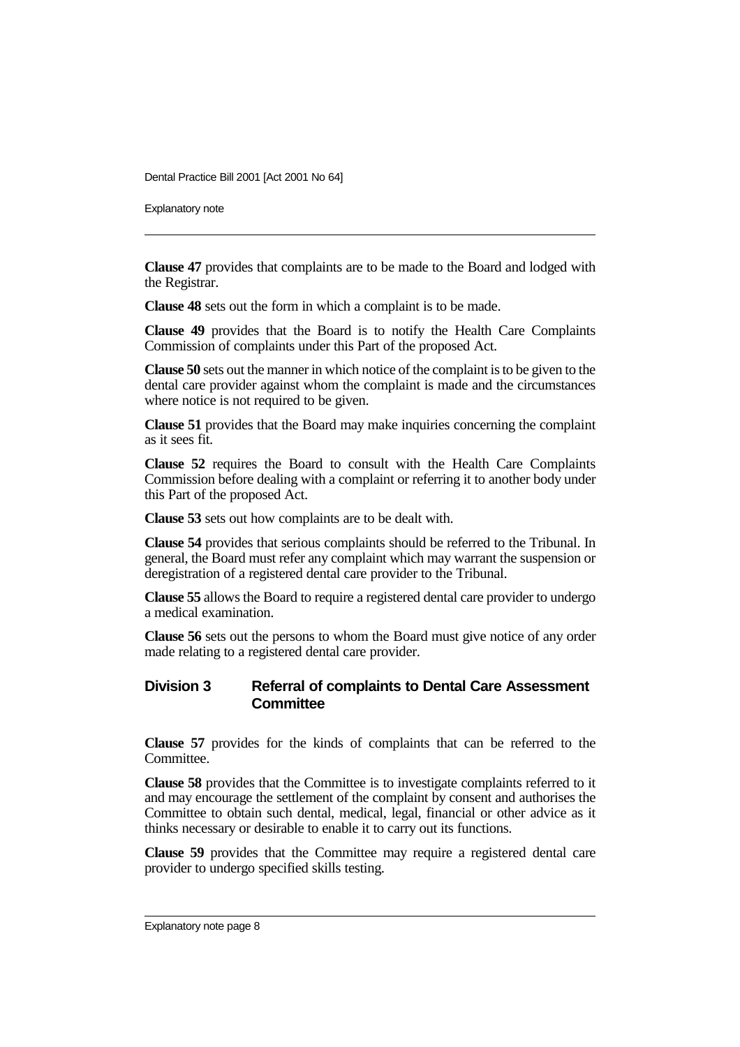**Clause 47** provides that complaints are to be made to the Board and lodged with the Registrar.

**Clause 48** sets out the form in which a complaint is to be made.

**Clause 49** provides that the Board is to notify the Health Care Complaints Commission of complaints under this Part of the proposed Act.

**Clause 50** sets out the manner in which notice of the complaint is to be given to the dental care provider against whom the complaint is made and the circumstances where notice is not required to be given.

**Clause 51** provides that the Board may make inquiries concerning the complaint as it sees fit.

**Clause 52** requires the Board to consult with the Health Care Complaints Commission before dealing with a complaint or referring it to another body under this Part of the proposed Act.

**Clause 53** sets out how complaints are to be dealt with.

**Clause 54** provides that serious complaints should be referred to the Tribunal. In general, the Board must refer any complaint which may warrant the suspension or deregistration of a registered dental care provider to the Tribunal.

**Clause 55** allows the Board to require a registered dental care provider to undergo a medical examination.

**Clause 56** sets out the persons to whom the Board must give notice of any order made relating to a registered dental care provider.

## Division 3 Referral of complaints to Dental Care Assessment Committee

**Clause 57** provides for the kinds of complaints that can be referred to the Committee.

**Clause 58** provides that the Committee is to investigate complaints referred to it and may encourage the settlement of the complaint by consent and authorises the Committee to obtain such dental, medical, legal, financial or other advice as it thinks necessary or desirable to enable it to carry out its functions.

**Clause 59** provides that the Committee may require a registered dental care provider to undergo specified skills testing.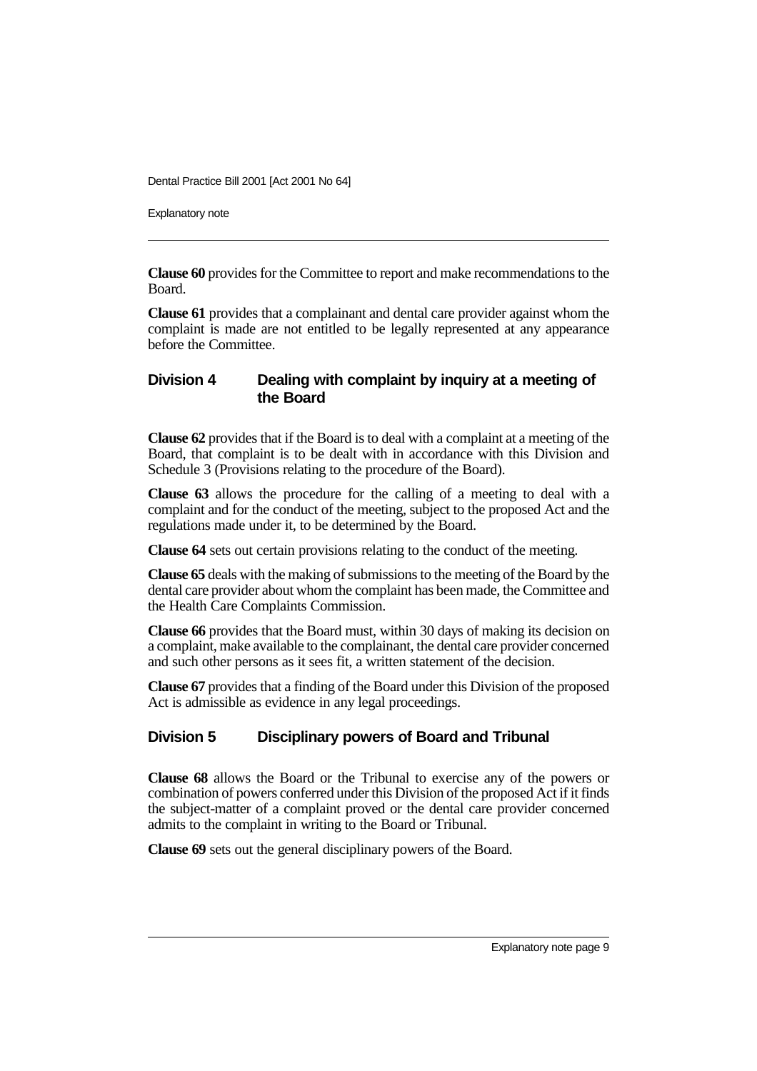**Clause 60** provides for the Committee to report and make recommendations to the Board.

**Clause 61** provides that a complainant and dental care provider against whom the complaint is made are not entitled to be legally represented at any appearance before the Committee.

## Division 4 Dealing with complaint by inquiry at a meeting of the Board

**Clause 62** provides that if the Board is to deal with a complaint at a meeting of the Board, that complaint is to be dealt with in accordance with this Division and Schedule 3 (Provisions relating to the procedure of the Board).

**Clause 63** allows the procedure for the calling of a meeting to deal with a complaint and for the conduct of the meeting, subject to the proposed Act and the regulations made under it, to be determined by the Board.

**Clause 64** sets out certain provisions relating to the conduct of the meeting.

**Clause 65** deals with the making of submissions to the meeting of the Board by the dental care provider about whom the complaint has been made, the Committee and the Health Care Complaints Commission.

**Clause 66** provides that the Board must, within 30 days of making its decision on a complaint, make available to the complainant, the dental care provider concerned and such other persons as it sees fit, a written statement of the decision.

**Clause 67** provides that a finding of the Board under this Division of the proposed Act is admissible as evidence in any legal proceedings.

## Division 5 Disciplinary powers of Board and Tribunal

**Clause 68** allows the Board or the Tribunal to exercise any of the powers or combination of powers conferred under this Division of the proposed Act if it finds the subject-matter of a complaint proved or the dental care provider concerned admits to the complaint in writing to the Board or Tribunal.

**Clause 69** sets out the general disciplinary powers of the Board.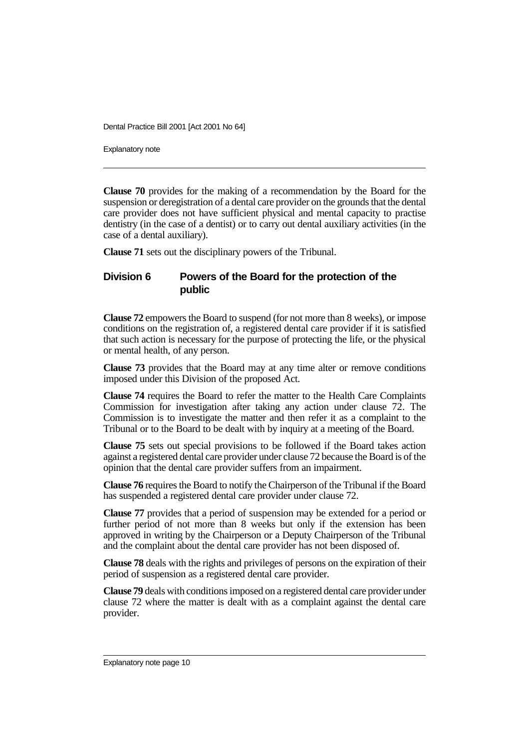**Clause 70** provides for the making of a recommendation by the Board for the suspension or deregistration of a dental care provider on the grounds that the dental care provider does not have sufficient physical and mental capacity to practise dentistry (in the case of a dentist) or to carry out dental auxiliary activities (in the case of a dental auxiliary).

**Clause 71** sets out the disciplinary powers of the Tribunal.

## Division 6 Powers of the Board for the protection of the public

**Clause 72** empowers the Board to suspend (for not more than 8 weeks), or impose conditions on the registration of, a registered dental care provider if it is satisfied that such action is necessary for the purpose of protecting the life, or the physical or mental health, of any person.

**Clause 73** provides that the Board may at any time alter or remove conditions imposed under this Division of the proposed Act.

**Clause 74** requires the Board to refer the matter to the Health Care Complaints Commission for investigation after taking any action under clause 72. The Commission is to investigate the matter and then refer it as a complaint to the Tribunal or to the Board to be dealt with by inquiry at a meeting of the Board.

**Clause 75** sets out special provisions to be followed if the Board takes action against a registered dental care provider under clause 72 because the Board is of the opinion that the dental care provider suffers from an impairment.

**Clause 76** requires the Board to notify the Chairperson of the Tribunal if the Board has suspended a registered dental care provider under clause 72.

**Clause 77** provides that a period of suspension may be extended for a period or further period of not more than 8 weeks but only if the extension has been approved in writing by the Chairperson or a Deputy Chairperson of the Tribunal and the complaint about the dental care provider has not been disposed of.

**Clause 78** deals with the rights and privileges of persons on the expiration of their period of suspension as a registered dental care provider.

**Clause 79** deals with conditions imposed on a registered dental care provider under clause 72 where the matter is dealt with as a complaint against the dental care provider.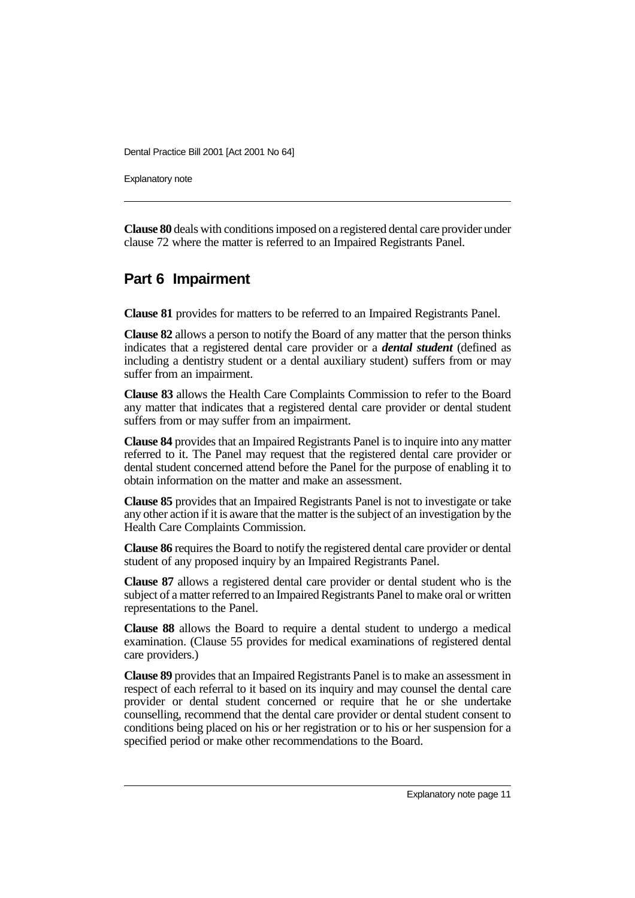**Clause 80** deals with conditions imposed on a registered dental care provider under clause 72 where the matter is referred to an Impaired Registrants Panel.

## Part 6 Impairment

**Clause 81** provides for matters to be referred to an Impaired Registrants Panel.

**Clause 82** allows a person to notify the Board of any matter that the person thinks indicates that a registered dental care provider or a ***dental student*** (defined as including a dentistry student or a dental auxiliary student) suffers from or may suffer from an impairment.

**Clause 83** allows the Health Care Complaints Commission to refer to the Board any matter that indicates that a registered dental care provider or dental student suffers from or may suffer from an impairment.

**Clause 84** provides that an Impaired Registrants Panel is to inquire into any matter referred to it. The Panel may request that the registered dental care provider or dental student concerned attend before the Panel for the purpose of enabling it to obtain information on the matter and make an assessment.

**Clause 85** provides that an Impaired Registrants Panel is not to investigate or take any other action if it is aware that the matter is the subject of an investigation by the Health Care Complaints Commission.

**Clause 86** requires the Board to notify the registered dental care provider or dental student of any proposed inquiry by an Impaired Registrants Panel.

**Clause 87** allows a registered dental care provider or dental student who is the subject of a matter referred to an Impaired Registrants Panel to make oral or written representations to the Panel.

**Clause 88** allows the Board to require a dental student to undergo a medical examination. (Clause 55 provides for medical examinations of registered dental care providers.)

**Clause 89** provides that an Impaired Registrants Panel is to make an assessment in respect of each referral to it based on its inquiry and may counsel the dental care provider or dental student concerned or require that he or she undertake counselling, recommend that the dental care provider or dental student consent to conditions being placed on his or her registration or to his or her suspension for a specified period or make other recommendations to the Board.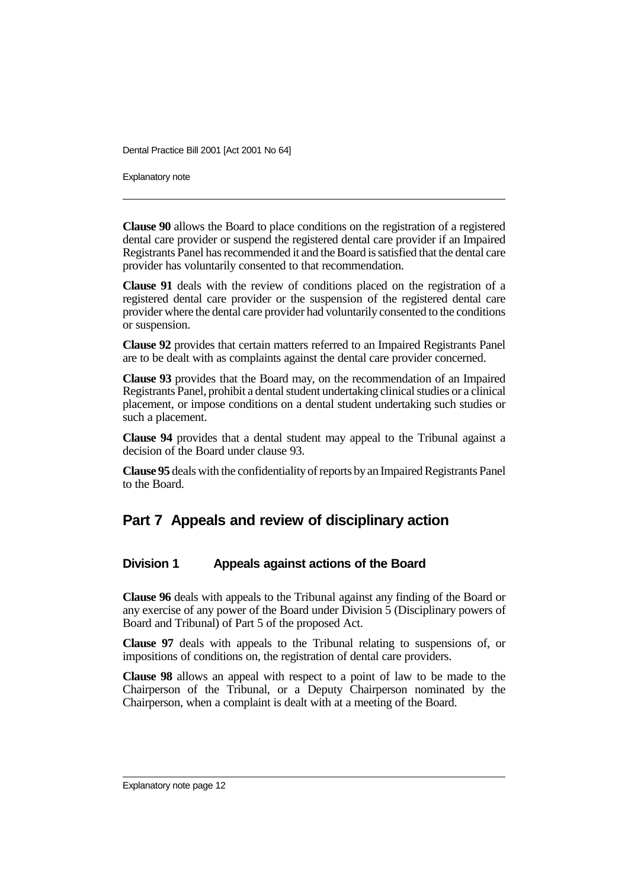**Clause 90** allows the Board to place conditions on the registration of a registered dental care provider or suspend the registered dental care provider if an Impaired Registrants Panel has recommended it and the Board is satisfied that the dental care provider has voluntarily consented to that recommendation.

**Clause 91** deals with the review of conditions placed on the registration of a registered dental care provider or the suspension of the registered dental care provider where the dental care provider had voluntarily consented to the conditions or suspension.

**Clause 92** provides that certain matters referred to an Impaired Registrants Panel are to be dealt with as complaints against the dental care provider concerned.

**Clause 93** provides that the Board may, on the recommendation of an Impaired Registrants Panel, prohibit a dental student undertaking clinical studies or a clinical placement, or impose conditions on a dental student undertaking such studies or such a placement.

**Clause 94** provides that a dental student may appeal to the Tribunal against a decision of the Board under clause 93.

**Clause 95** deals with the confidentiality of reports by an Impaired Registrants Panel to the Board.

## Part 7 Appeals and review of disciplinary action

### Division 1 Appeals against actions of the Board

**Clause 96** deals with appeals to the Tribunal against any finding of the Board or any exercise of any power of the Board under Division 5 (Disciplinary powers of Board and Tribunal) of Part 5 of the proposed Act.

**Clause 97** deals with appeals to the Tribunal relating to suspensions of, or impositions of conditions on, the registration of dental care providers.

**Clause 98** allows an appeal with respect to a point of law to be made to the Chairperson of the Tribunal, or a Deputy Chairperson nominated by the Chairperson, when a complaint is dealt with at a meeting of the Board.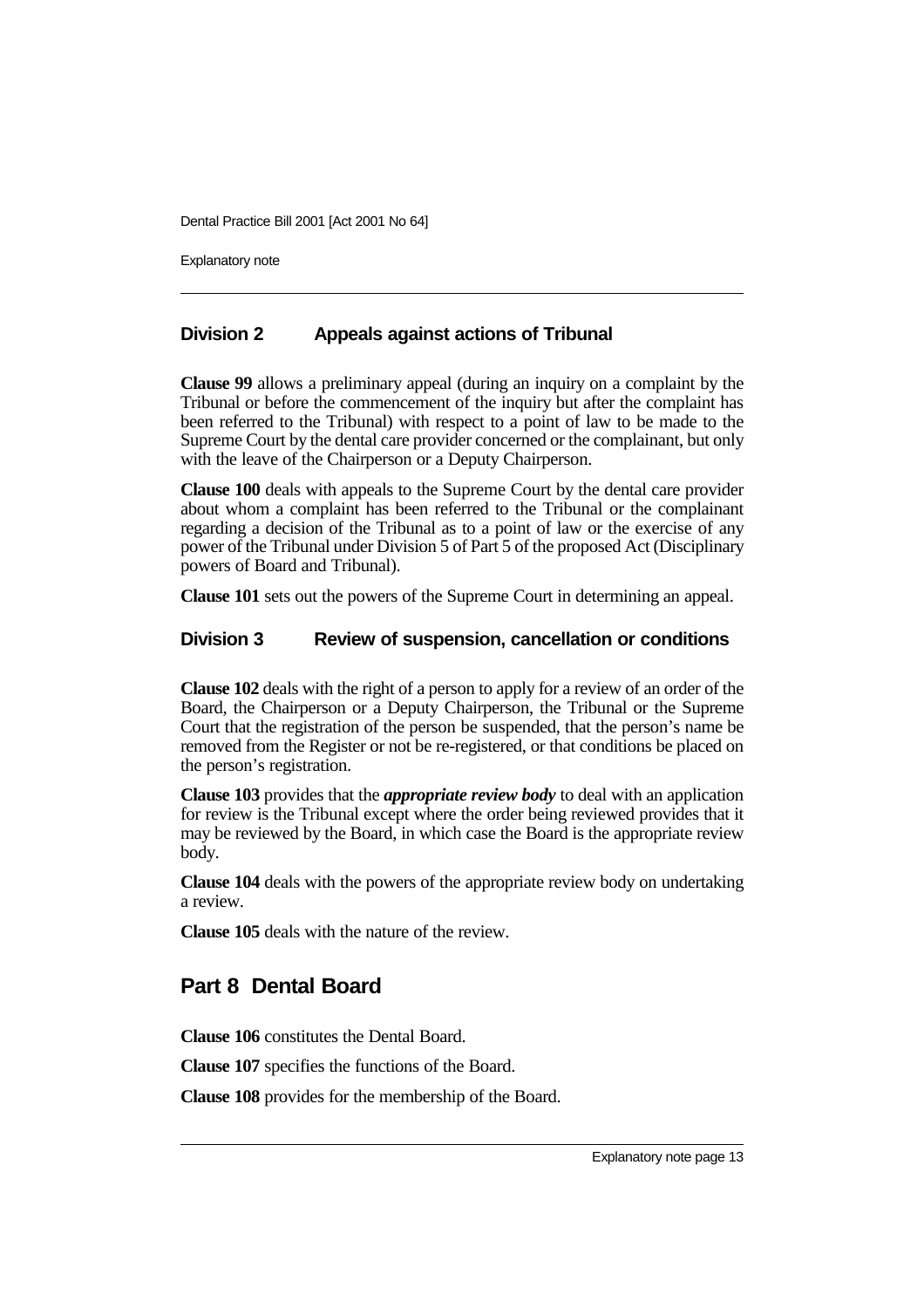### Division 2 Appeals against actions of Tribunal

**Clause 99** allows a preliminary appeal (during an inquiry on a complaint by the Tribunal or before the commencement of the inquiry but after the complaint has been referred to the Tribunal) with respect to a point of law to be made to the Supreme Court by the dental care provider concerned or the complainant, but only with the leave of the Chairperson or a Deputy Chairperson.

**Clause 100** deals with appeals to the Supreme Court by the dental care provider about whom a complaint has been referred to the Tribunal or the complainant regarding a decision of the Tribunal as to a point of law or the exercise of any power of the Tribunal under Division 5 of Part 5 of the proposed Act (Disciplinary powers of Board and Tribunal).

**Clause 101** sets out the powers of the Supreme Court in determining an appeal.

### Division 3 Review of suspension, cancellation or conditions

**Clause 102** deals with the right of a person to apply for a review of an order of the Board, the Chairperson or a Deputy Chairperson, the Tribunal or the Supreme Court that the registration of the person be suspended, that the person's name be removed from the Register or not be re-registered, or that conditions be placed on the person's registration.

**Clause 103** provides that the ***appropriate review body*** to deal with an application for review is the Tribunal except where the order being reviewed provides that it may be reviewed by the Board, in which case the Board is the appropriate review body.

**Clause 104** deals with the powers of the appropriate review body on undertaking a review.

**Clause 105** deals with the nature of the review.

## Part 8 Dental Board

**Clause 106** constitutes the Dental Board.

**Clause 107** specifies the functions of the Board.

**Clause 108** provides for the membership of the Board.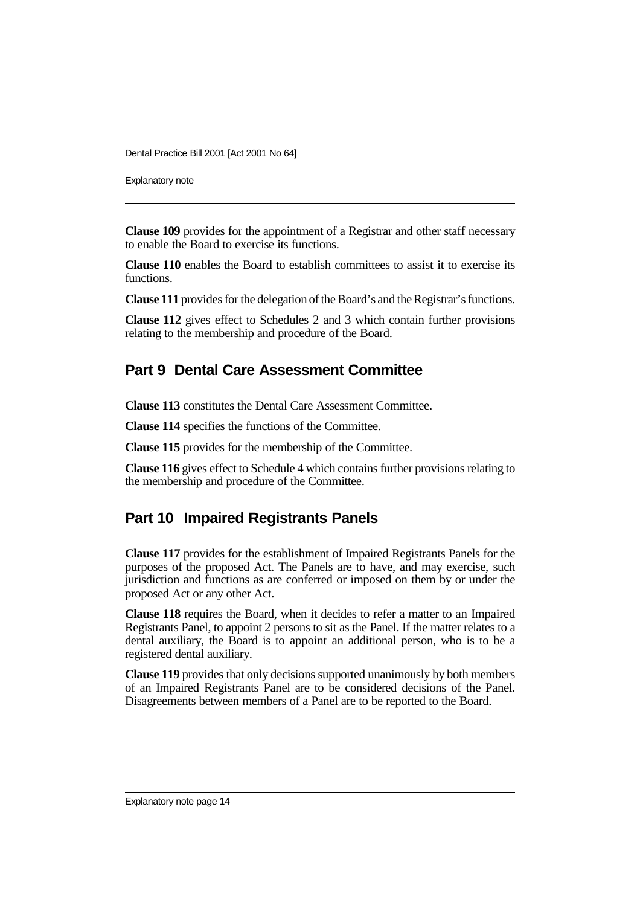**Clause 109** provides for the appointment of a Registrar and other staff necessary to enable the Board to exercise its functions.

**Clause 110** enables the Board to establish committees to assist it to exercise its functions.

**Clause 111** provides for the delegation of the Board's and the Registrar's functions.

**Clause 112** gives effect to Schedules 2 and 3 which contain further provisions relating to the membership and procedure of the Board.

## Part 9 Dental Care Assessment Committee

**Clause 113** constitutes the Dental Care Assessment Committee.

**Clause 114** specifies the functions of the Committee.

**Clause 115** provides for the membership of the Committee.

**Clause 116** gives effect to Schedule 4 which contains further provisions relating to the membership and procedure of the Committee.

## Part 10 Impaired Registrants Panels

**Clause 117** provides for the establishment of Impaired Registrants Panels for the purposes of the proposed Act. The Panels are to have, and may exercise, such jurisdiction and functions as are conferred or imposed on them by or under the proposed Act or any other Act.

**Clause 118** requires the Board, when it decides to refer a matter to an Impaired Registrants Panel, to appoint 2 persons to sit as the Panel. If the matter relates to a dental auxiliary, the Board is to appoint an additional person, who is to be a registered dental auxiliary.

**Clause 119** provides that only decisions supported unanimously by both members of an Impaired Registrants Panel are to be considered decisions of the Panel. Disagreements between members of a Panel are to be reported to the Board.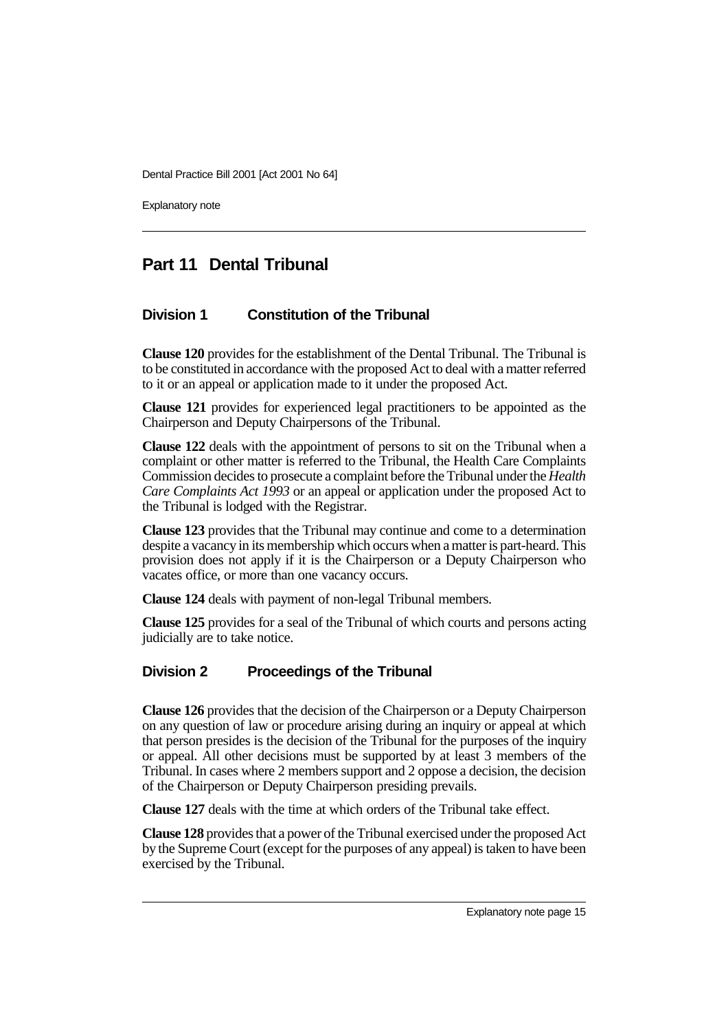## Part 11 Dental Tribunal

### Division 1 Constitution of the Tribunal

**Clause 120** provides for the establishment of the Dental Tribunal. The Tribunal is to be constituted in accordance with the proposed Act to deal with a matter referred to it or an appeal or application made to it under the proposed Act.

**Clause 121** provides for experienced legal practitioners to be appointed as the Chairperson and Deputy Chairpersons of the Tribunal.

**Clause 122** deals with the appointment of persons to sit on the Tribunal when a complaint or other matter is referred to the Tribunal, the Health Care Complaints Commission decides to prosecute a complaint before the Tribunal under the *Health Care Complaints Act 1993* or an appeal or application under the proposed Act to the Tribunal is lodged with the Registrar.

**Clause 123** provides that the Tribunal may continue and come to a determination despite a vacancy in its membership which occurs when a matter is part-heard. This provision does not apply if it is the Chairperson or a Deputy Chairperson who vacates office, or more than one vacancy occurs.

**Clause 124** deals with payment of non-legal Tribunal members.

**Clause 125** provides for a seal of the Tribunal of which courts and persons acting judicially are to take notice.

### Division 2 Proceedings of the Tribunal

**Clause 126** provides that the decision of the Chairperson or a Deputy Chairperson on any question of law or procedure arising during an inquiry or appeal at which that person presides is the decision of the Tribunal for the purposes of the inquiry or appeal. All other decisions must be supported by at least 3 members of the Tribunal. In cases where 2 members support and 2 oppose a decision, the decision of the Chairperson or Deputy Chairperson presiding prevails.

**Clause 127** deals with the time at which orders of the Tribunal take effect.

**Clause 128** provides that a power of the Tribunal exercised under the proposed Act by the Supreme Court (except for the purposes of any appeal) is taken to have been exercised by the Tribunal.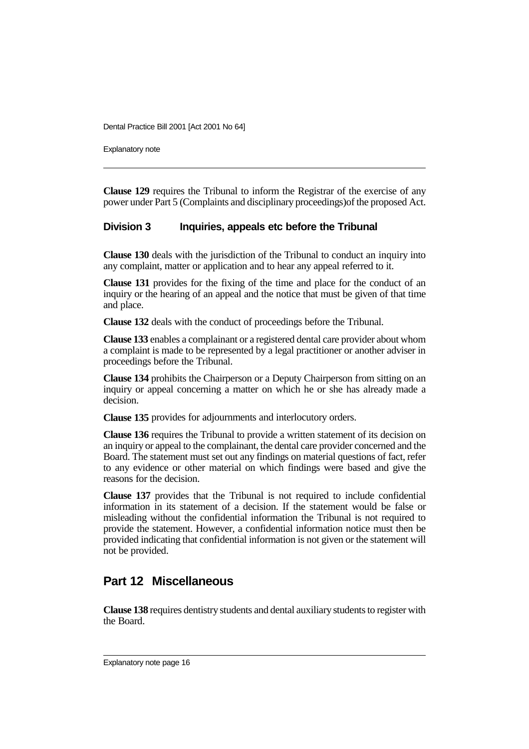**Clause 129** requires the Tribunal to inform the Registrar of the exercise of any power under Part 5 (Complaints and disciplinary proceedings)of the proposed Act.

### Division 3 Inquiries, appeals etc before the Tribunal

**Clause 130** deals with the jurisdiction of the Tribunal to conduct an inquiry into any complaint, matter or application and to hear any appeal referred to it.

**Clause 131** provides for the fixing of the time and place for the conduct of an inquiry or the hearing of an appeal and the notice that must be given of that time and place.

**Clause 132** deals with the conduct of proceedings before the Tribunal.

**Clause 133** enables a complainant or a registered dental care provider about whom a complaint is made to be represented by a legal practitioner or another adviser in proceedings before the Tribunal.

**Clause 134** prohibits the Chairperson or a Deputy Chairperson from sitting on an inquiry or appeal concerning a matter on which he or she has already made a decision.

**Clause 135** provides for adjournments and interlocutory orders.

**Clause 136** requires the Tribunal to provide a written statement of its decision on an inquiry or appeal to the complainant, the dental care provider concerned and the Board. The statement must set out any findings on material questions of fact, refer to any evidence or other material on which findings were based and give the reasons for the decision.

**Clause 137** provides that the Tribunal is not required to include confidential information in its statement of a decision. If the statement would be false or misleading without the confidential information the Tribunal is not required to provide the statement. However, a confidential information notice must then be provided indicating that confidential information is not given or the statement will not be provided.

## Part 12 Miscellaneous

**Clause 138** requires dentistry students and dental auxiliary students to register with the Board.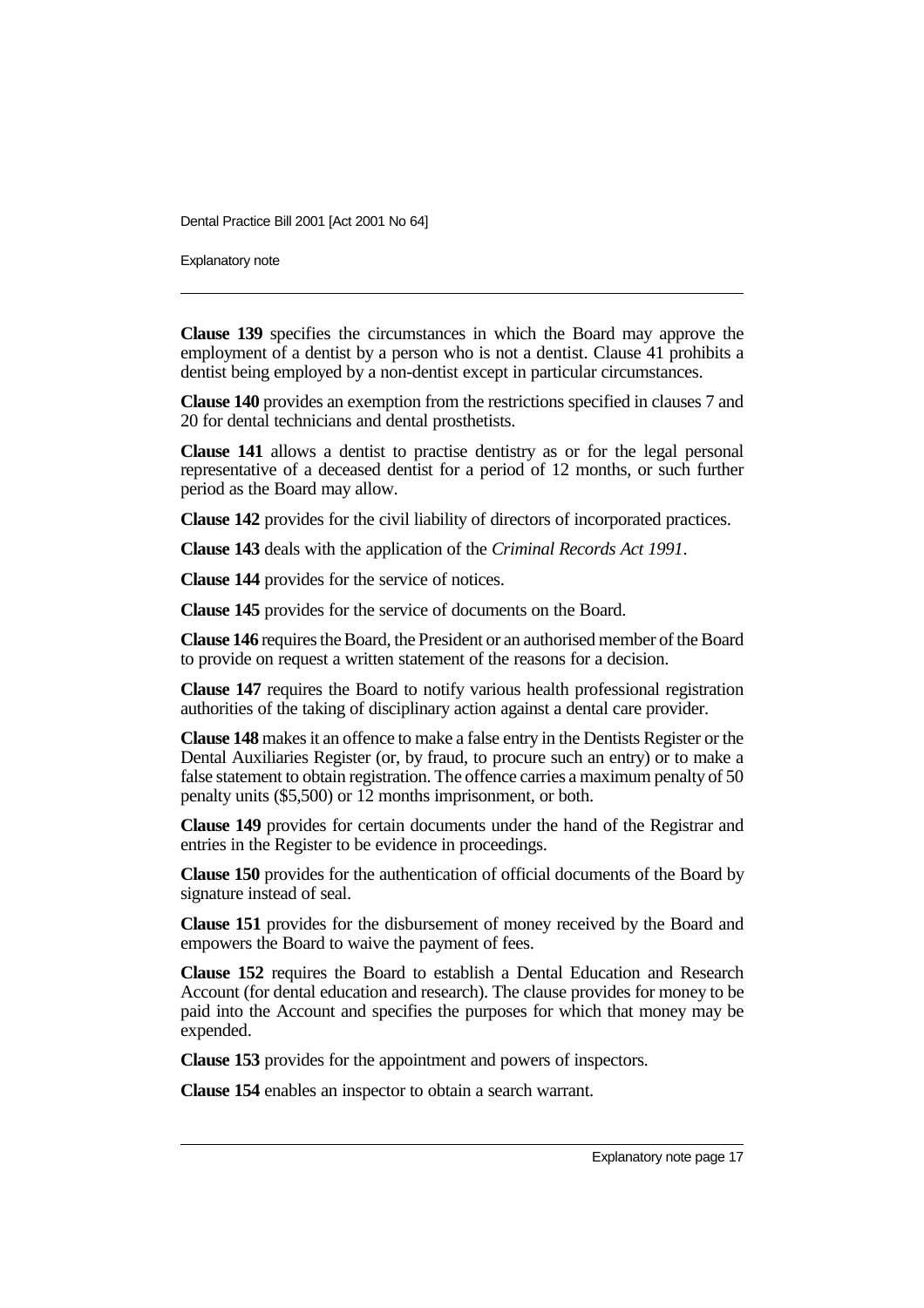**Clause 139** specifies the circumstances in which the Board may approve the employment of a dentist by a person who is not a dentist. Clause 41 prohibits a dentist being employed by a non-dentist except in particular circumstances.

**Clause 140** provides an exemption from the restrictions specified in clauses 7 and 20 for dental technicians and dental prosthetists.

**Clause 141** allows a dentist to practise dentistry as or for the legal personal representative of a deceased dentist for a period of 12 months, or such further period as the Board may allow.

**Clause 142** provides for the civil liability of directors of incorporated practices.

**Clause 143** deals with the application of the *Criminal Records Act 1991*.

**Clause 144** provides for the service of notices.

**Clause 145** provides for the service of documents on the Board.

**Clause 146** requires the Board, the President or an authorised member of the Board to provide on request a written statement of the reasons for a decision.

**Clause 147** requires the Board to notify various health professional registration authorities of the taking of disciplinary action against a dental care provider.

**Clause 148** makes it an offence to make a false entry in the Dentists Register or the Dental Auxiliaries Register (or, by fraud, to procure such an entry) or to make a false statement to obtain registration. The offence carries a maximum penalty of 50 penalty units ($5,500) or 12 months imprisonment, or both.

**Clause 149** provides for certain documents under the hand of the Registrar and entries in the Register to be evidence in proceedings.

**Clause 150** provides for the authentication of official documents of the Board by signature instead of seal.

**Clause 151** provides for the disbursement of money received by the Board and empowers the Board to waive the payment of fees.

**Clause 152** requires the Board to establish a Dental Education and Research Account (for dental education and research). The clause provides for money to be paid into the Account and specifies the purposes for which that money may be expended.

**Clause 153** provides for the appointment and powers of inspectors.

**Clause 154** enables an inspector to obtain a search warrant.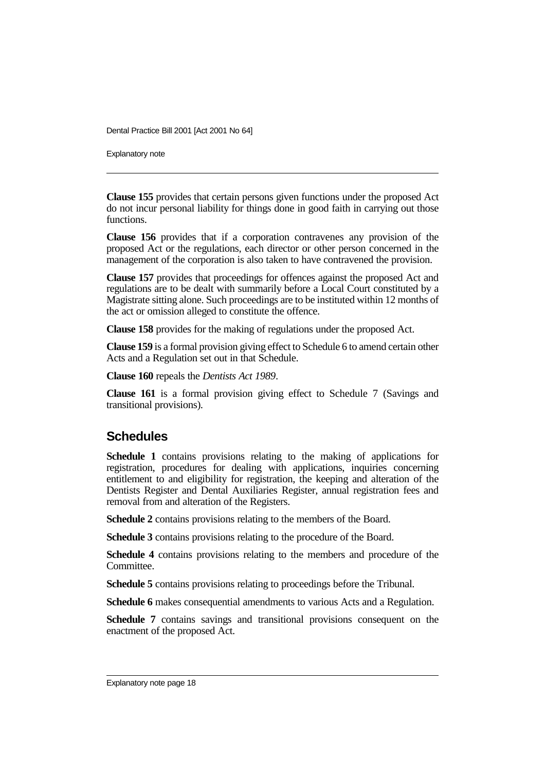**Clause 155** provides that certain persons given functions under the proposed Act do not incur personal liability for things done in good faith in carrying out those functions.

**Clause 156** provides that if a corporation contravenes any provision of the proposed Act or the regulations, each director or other person concerned in the management of the corporation is also taken to have contravened the provision.

**Clause 157** provides that proceedings for offences against the proposed Act and regulations are to be dealt with summarily before a Local Court constituted by a Magistrate sitting alone. Such proceedings are to be instituted within 12 months of the act or omission alleged to constitute the offence.

**Clause 158** provides for the making of regulations under the proposed Act.

**Clause 159** is a formal provision giving effect to Schedule 6 to amend certain other Acts and a Regulation set out in that Schedule.

**Clause 160** repeals the *Dentists Act 1989*.

**Clause 161** is a formal provision giving effect to Schedule 7 (Savings and transitional provisions).

## Schedules

**Schedule 1** contains provisions relating to the making of applications for registration, procedures for dealing with applications, inquiries concerning entitlement to and eligibility for registration, the keeping and alteration of the Dentists Register and Dental Auxiliaries Register, annual registration fees and removal from and alteration of the Registers.

**Schedule 2** contains provisions relating to the members of the Board.

**Schedule 3** contains provisions relating to the procedure of the Board.

**Schedule 4** contains provisions relating to the members and procedure of the Committee.

**Schedule 5** contains provisions relating to proceedings before the Tribunal.

**Schedule 6** makes consequential amendments to various Acts and a Regulation.

**Schedule 7** contains savings and transitional provisions consequent on the enactment of the proposed Act.